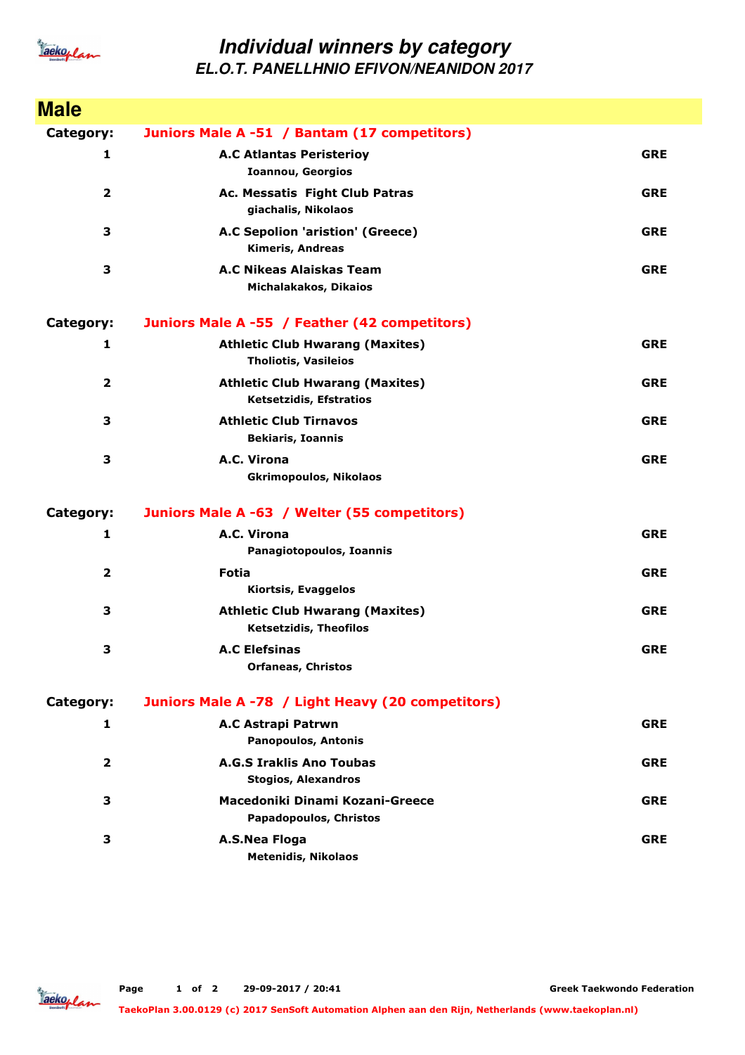# Individual winners by category

## EL.O.T. PANELLHNIO EFIVON/NEANIDON 2017

## Male

**Category:** Juniors Male A -51 / Bantam (17 competitors)

| Place | Club / Name | Country |
|---|---|---|
| 1 | **A.C Atlantas Peristerioy**<br>Ioannou, Georgios | GRE |
| 2 | **Ac. Messatis Fight Club Patras**<br>giachalis, Nikolaos | GRE |
| 3 | **A.C Sepolion 'aristion' (Greece)**<br>Kimeris, Andreas | GRE |
| 3 | **A.C Nikeas Alaiskas Team**<br>Michalakakos, Dikaios | GRE |

**Category:** Juniors Male A -55 / Feather (42 competitors)

| Place | Club / Name | Country |
|---|---|---|
| 1 | **Athletic Club Hwarang (Maxites)**<br>Tholiotis, Vasileios | GRE |
| 2 | **Athletic Club Hwarang (Maxites)**<br>Ketsetzidis, Efstratios | GRE |
| 3 | **Athletic Club Tirnavos**<br>Bekiaris, Ioannis | GRE |
| 3 | **A.C. Virona**<br>Gkrimopoulos, Nikolaos | GRE |

**Category:** Juniors Male A -63 / Welter (55 competitors)

| Place | Club / Name | Country |
|---|---|---|
| 1 | **A.C. Virona**<br>Panagiotopoulos, Ioannis | GRE |
| 2 | **Fotia**<br>Kiortsis, Evaggelos | GRE |
| 3 | **Athletic Club Hwarang (Maxites)**<br>Ketsetzidis, Theofilos | GRE |
| 3 | **A.C Elefsinas**<br>Orfaneas, Christos | GRE |

**Category:** Juniors Male A -78 / Light Heavy (20 competitors)

| Place | Club / Name | Country |
|---|---|---|
| 1 | **A.C Astrapi Patrwn**<br>Panopoulos, Antonis | GRE |
| 2 | **A.G.S Iraklis Ano Toubas**<br>Stogios, Alexandros | GRE |
| 3 | **Macedoniki Dinami Kozani-Greece**<br>Papadopoulos, Christos | GRE |
| 3 | **A.S.Nea Floga**<br>Metenidis, Nikolaos | GRE |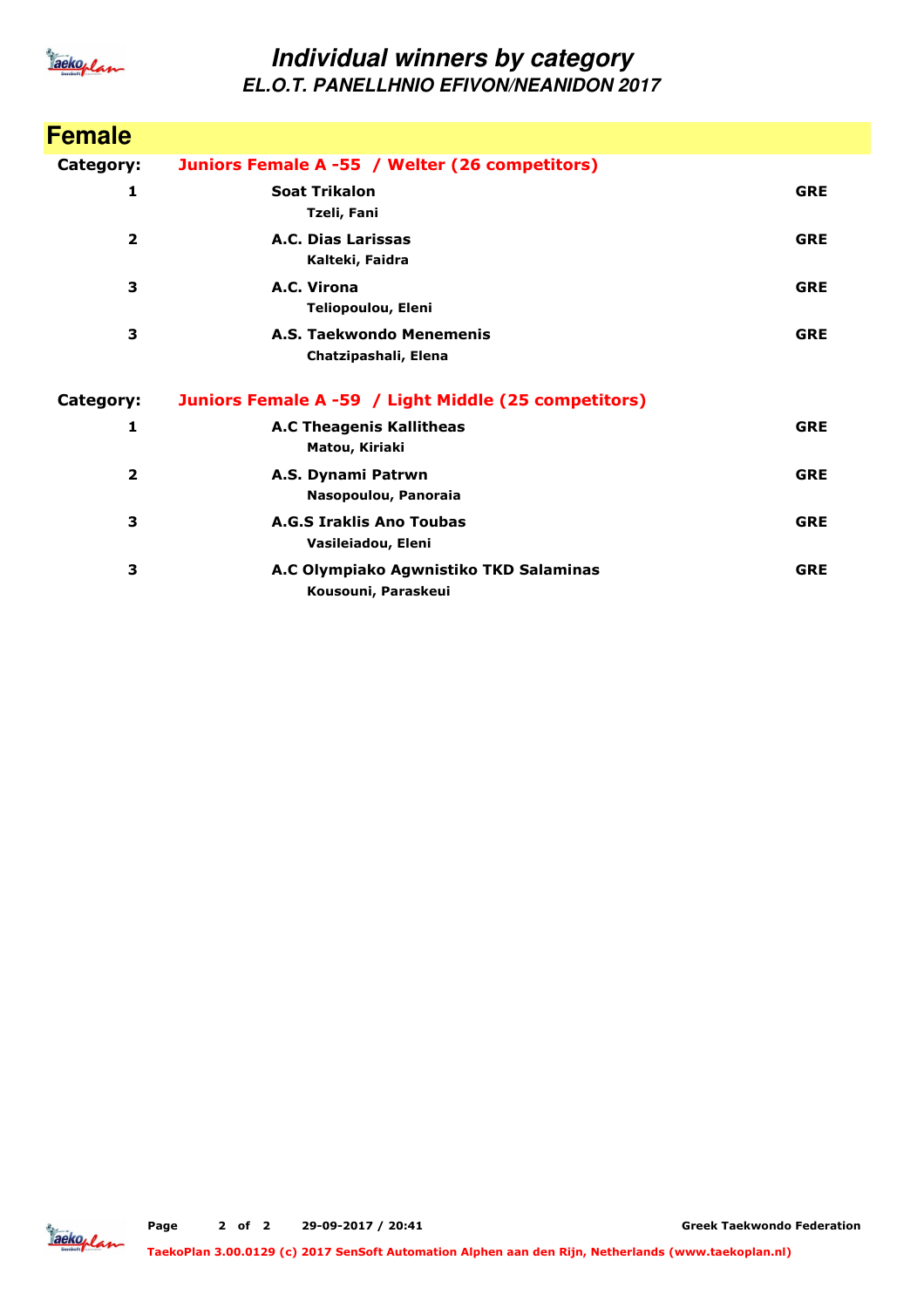# Individual winners by category

## EL.O.T. PANELLHNIO EFIVON/NEANIDON 2017

## Female

**Category:** Juniors Female A -55 / Welter (26 competitors)

| | | |
|---|---|---|
| 1 | **Soat Trikalon**<br>Tzeli, Fani | GRE |
| 2 | **A.C. Dias Larissas**<br>Kalteki, Faidra | GRE |
| 3 | **A.C. Virona**<br>Teliopoulou, Eleni | GRE |
| 3 | **A.S. Taekwondo Menemenis**<br>Chatzipashali, Elena | GRE |

**Category:** Juniors Female A -59 / Light Middle (25 competitors)

| | | |
|---|---|---|
| 1 | **A.C Theagenis Kallitheas**<br>Matou, Kiriaki | GRE |
| 2 | **A.S. Dynami Patrwn**<br>Nasopoulou, Panoraia | GRE |
| 3 | **A.G.S Iraklis Ano Toubas**<br>Vasileiadou, Eleni | GRE |
| 3 | **A.C Olympiako Agwnistiko TKD Salaminas**<br>Kousouni, Paraskeui | GRE |